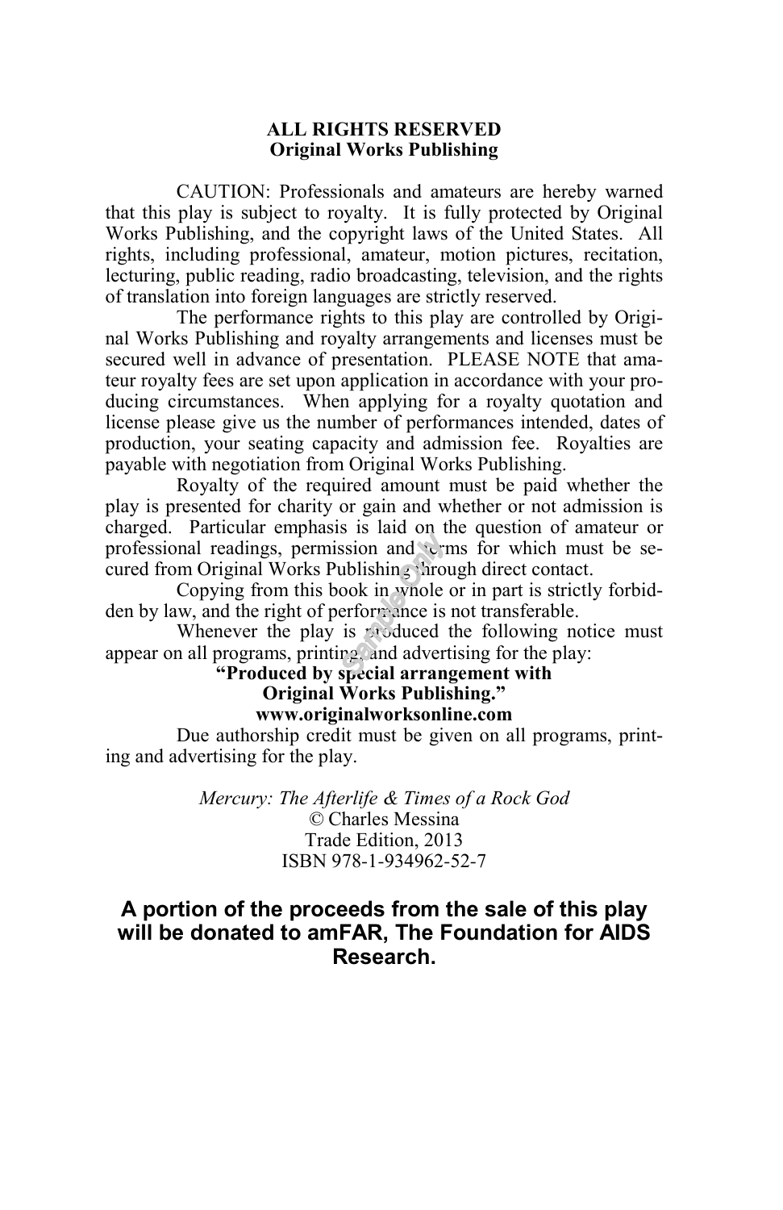**ALL RIGHTS RESERVED**
**Original Works Publishing**

CAUTION: Professionals and amateurs are hereby warned that this play is subject to royalty. It is fully protected by Original Works Publishing, and the copyright laws of the United States. All rights, including professional, amateur, motion pictures, recitation, lecturing, public reading, radio broadcasting, television, and the rights of translation into foreign languages are strictly reserved.

The performance rights to this play are controlled by Original Works Publishing and royalty arrangements and licenses must be secured well in advance of presentation. PLEASE NOTE that amateur royalty fees are set upon application in accordance with your producing circumstances. When applying for a royalty quotation and license please give us the number of performances intended, dates of production, your seating capacity and admission fee. Royalties are payable with negotiation from Original Works Publishing.

Royalty of the required amount must be paid whether the play is presented for charity or gain and whether or not admission is charged. Particular emphasis is laid on the question of amateur or professional readings, permission and terms for which must be secured from Original Works Publishing through direct contact.

Copying from this book in whole or in part is strictly forbidden by law, and the right of performance is not transferable.

Whenever the play is produced the following notice must appear on all programs, printing and advertising for the play:

**"Produced by special arrangement with**
**Original Works Publishing."**
**www.originalworksonline.com**

Due authorship credit must be given on all programs, printing and advertising for the play.

*Mercury: The Afterlife & Times of a Rock God*
© Charles Messina
Trade Edition, 2013
ISBN 978-1-934962-52-7

**A portion of the proceeds from the sale of this play will be donated to amFAR, The Foundation for AIDS Research.**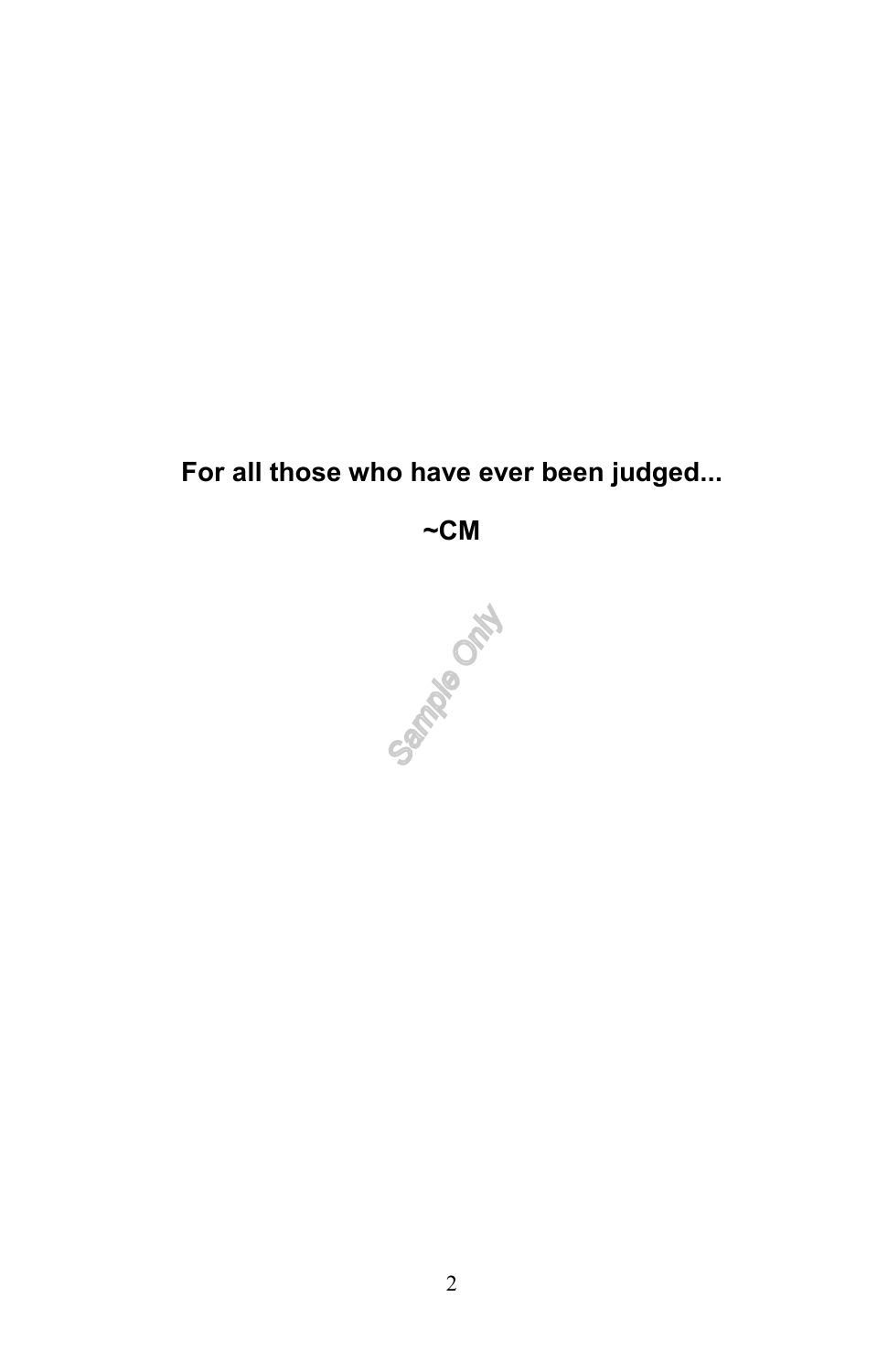**For all those who have ever been judged...**

**~CM**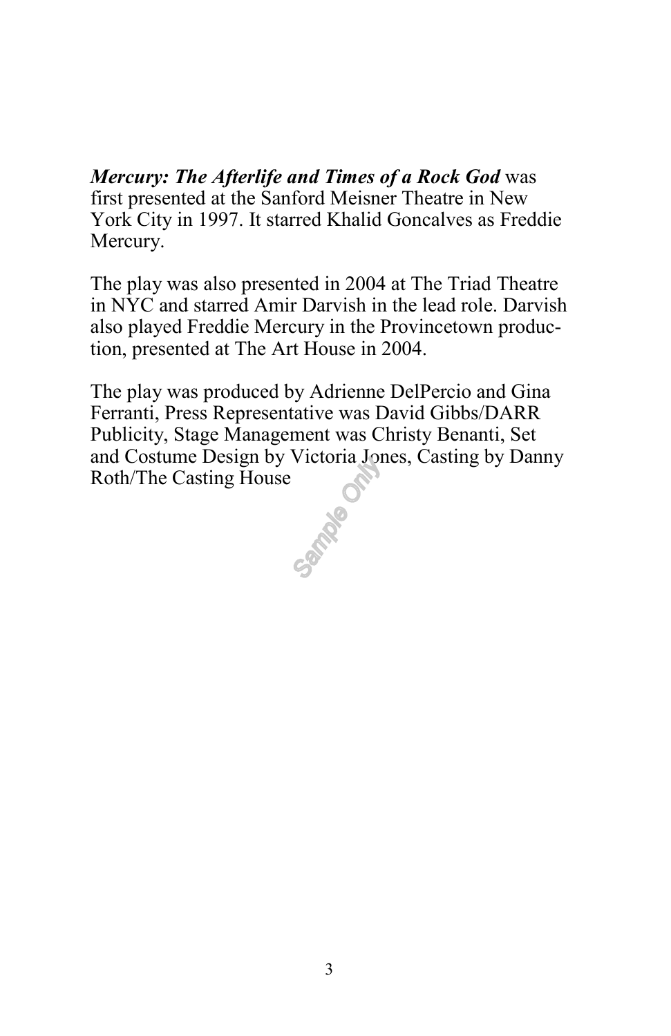***Mercury: The Afterlife and Times of a Rock God*** was first presented at the Sanford Meisner Theatre in New York City in 1997. It starred Khalid Goncalves as Freddie Mercury.

The play was also presented in 2004 at The Triad Theatre in NYC and starred Amir Darvish in the lead role. Darvish also played Freddie Mercury in the Provincetown production, presented at The Art House in 2004.

The play was produced by Adrienne DelPercio and Gina Ferranti, Press Representative was David Gibbs/DARR Publicity, Stage Management was Christy Benanti, Set and Costume Design by Victoria Jones, Casting by Danny Roth/The Casting House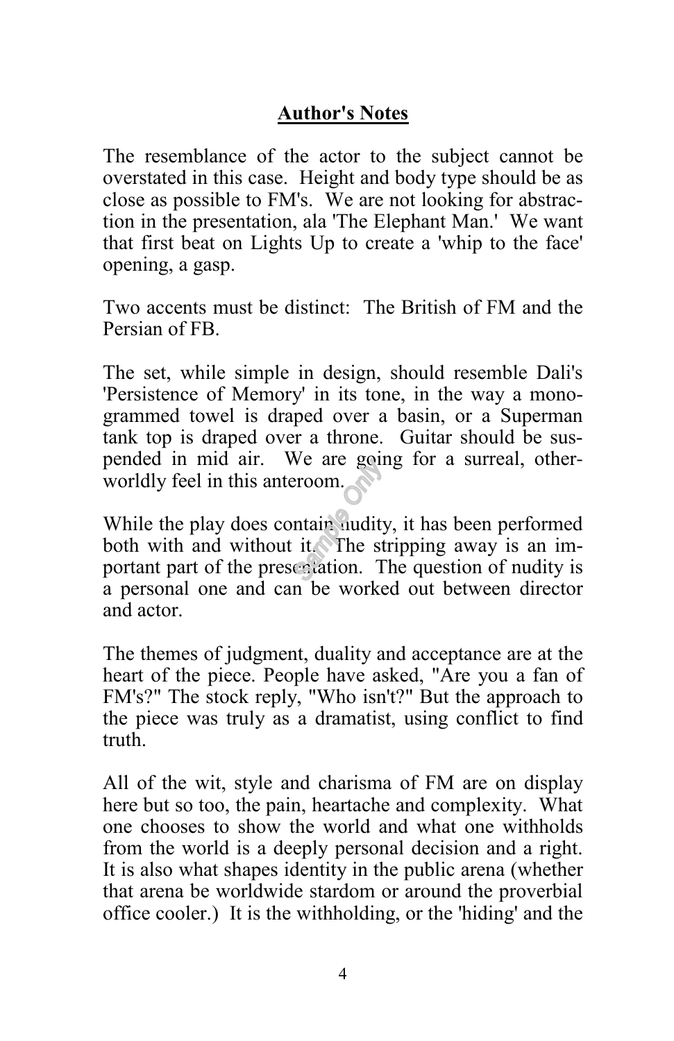## Author's Notes

The resemblance of the actor to the subject cannot be overstated in this case. Height and body type should be as close as possible to FM's. We are not looking for abstraction in the presentation, ala 'The Elephant Man.' We want that first beat on Lights Up to create a 'whip to the face' opening, a gasp.

Two accents must be distinct: The British of FM and the Persian of FB.

The set, while simple in design, should resemble Dali's 'Persistence of Memory' in its tone, in the way a monogrammed towel is draped over a basin, or a Superman tank top is draped over a throne. Guitar should be suspended in mid air. We are going for a surreal, otherworldly feel in this anteroom.

While the play does contain nudity, it has been performed both with and without it. The stripping away is an important part of the presentation. The question of nudity is a personal one and can be worked out between director and actor.

The themes of judgment, duality and acceptance are at the heart of the piece. People have asked, "Are you a fan of FM's?" The stock reply, "Who isn't?" But the approach to the piece was truly as a dramatist, using conflict to find truth.

All of the wit, style and charisma of FM are on display here but so too, the pain, heartache and complexity. What one chooses to show the world and what one withholds from the world is a deeply personal decision and a right. It is also what shapes identity in the public arena (whether that arena be worldwide stardom or around the proverbial office cooler.) It is the withholding, or the 'hiding' and the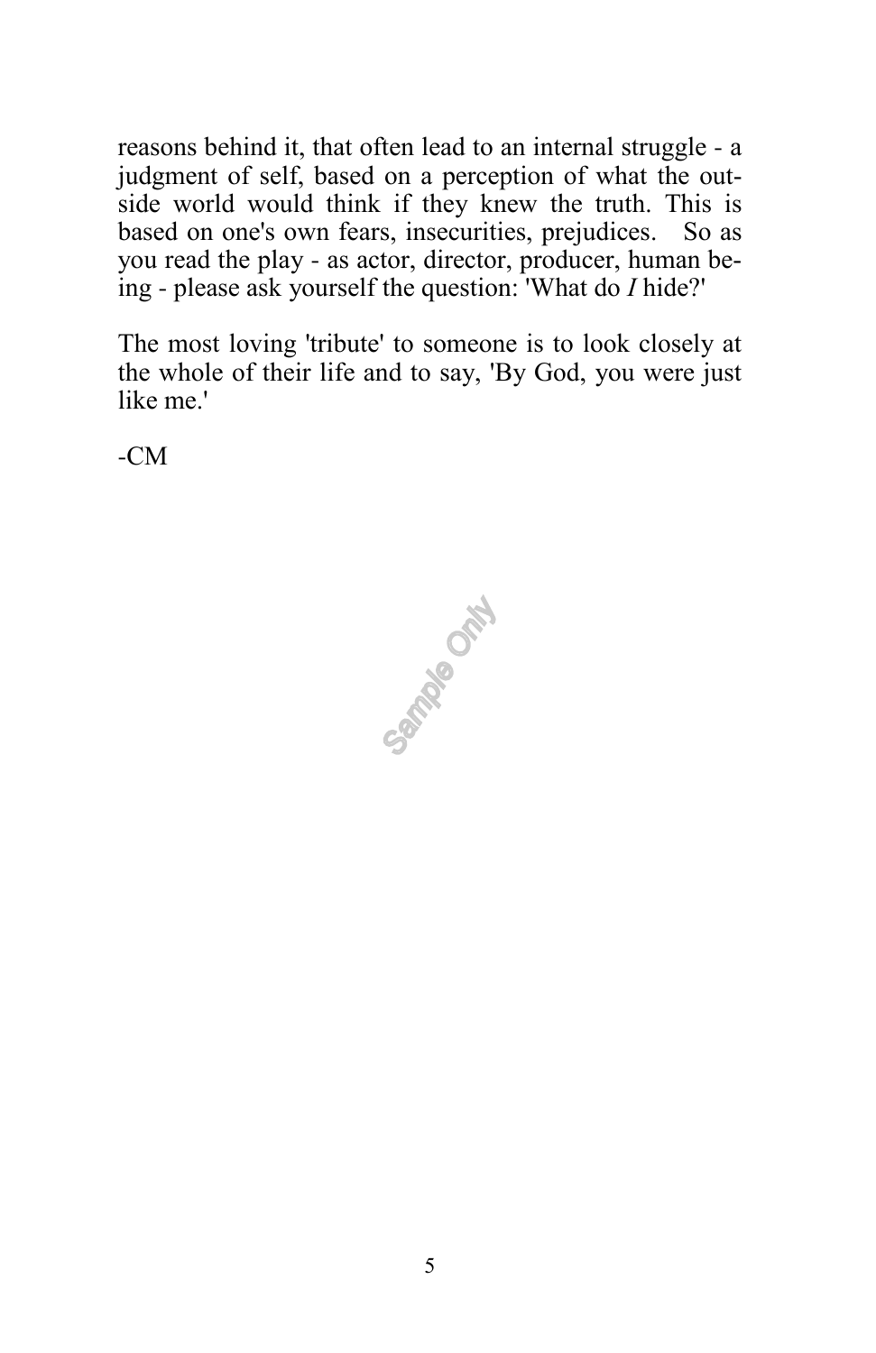reasons behind it, that often lead to an internal struggle - a judgment of self, based on a perception of what the outside world would think if they knew the truth. This is based on one's own fears, insecurities, prejudices. So as you read the play - as actor, director, producer, human being - please ask yourself the question: 'What do *I* hide?'

The most loving 'tribute' to someone is to look closely at the whole of their life and to say, 'By God, you were just like me.'

-CM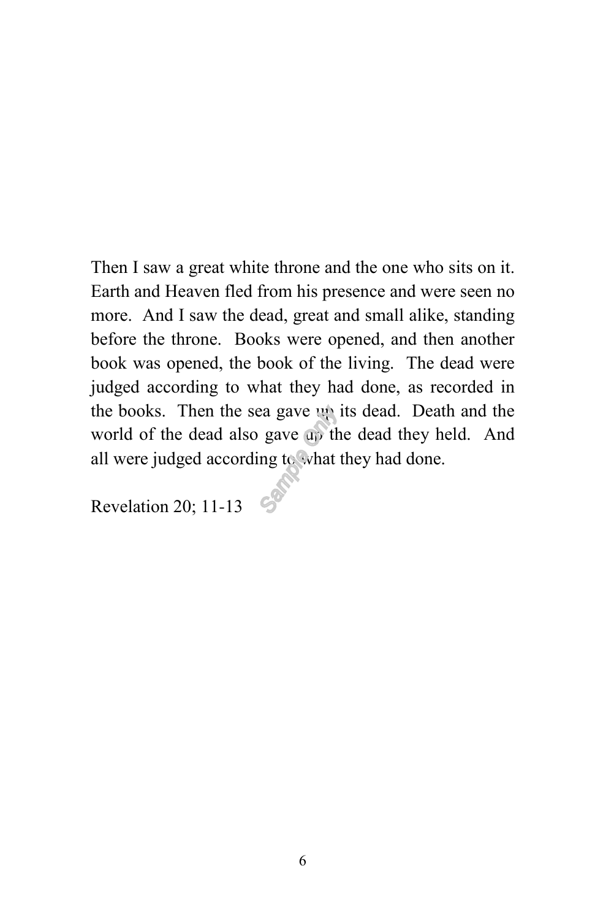Then I saw a great white throne and the one who sits on it. Earth and Heaven fled from his presence and were seen no more. And I saw the dead, great and small alike, standing before the throne. Books were opened, and then another book was opened, the book of the living. The dead were judged according to what they had done, as recorded in the books. Then the sea gave up its dead. Death and the world of the dead also gave up the dead they held. And all were judged according to what they had done.

Revelation 20; 11-13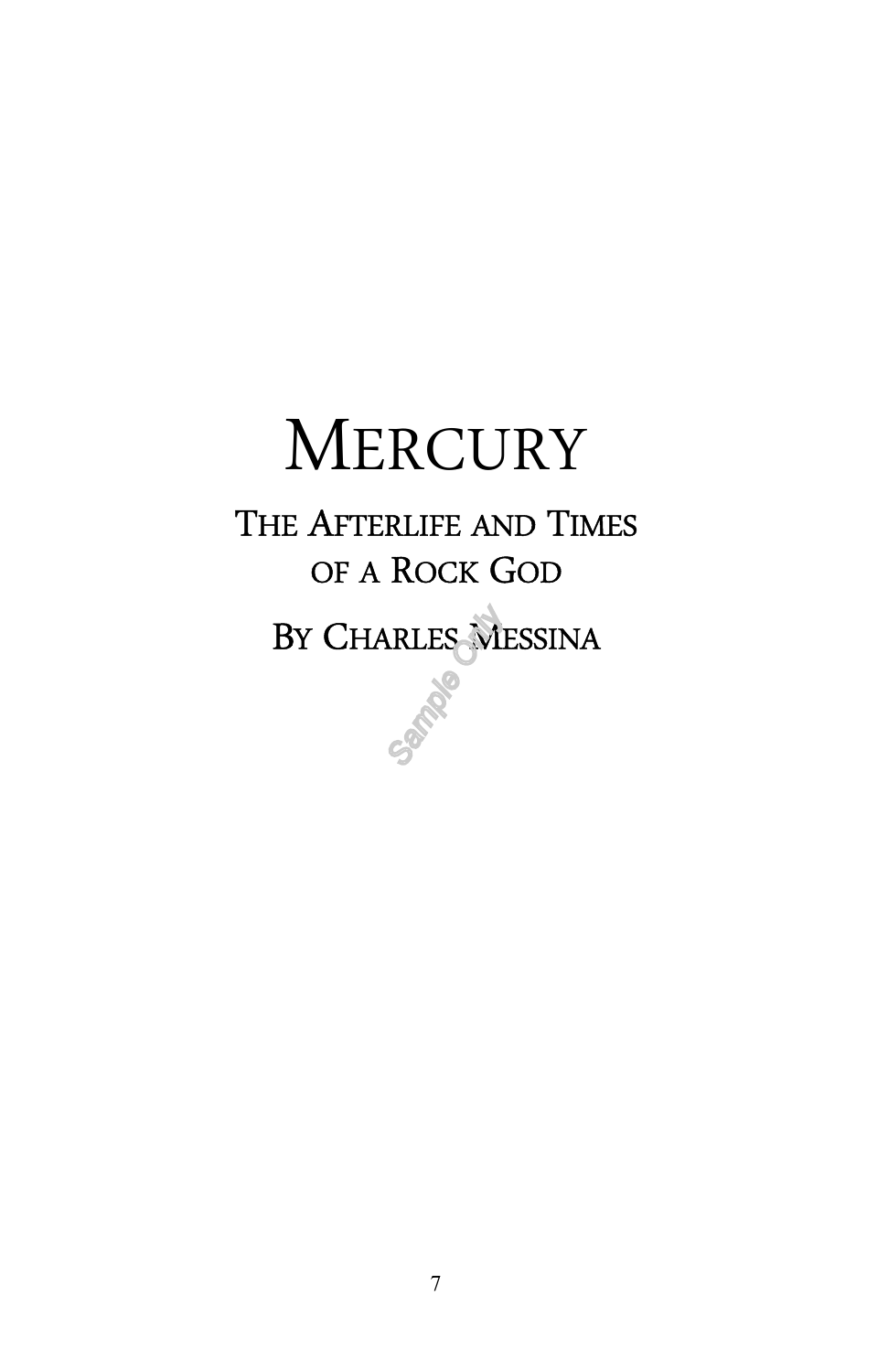# MERCURY

## THE AFTERLIFE AND TIMES OF A ROCK GOD

BY CHARLES MESSINA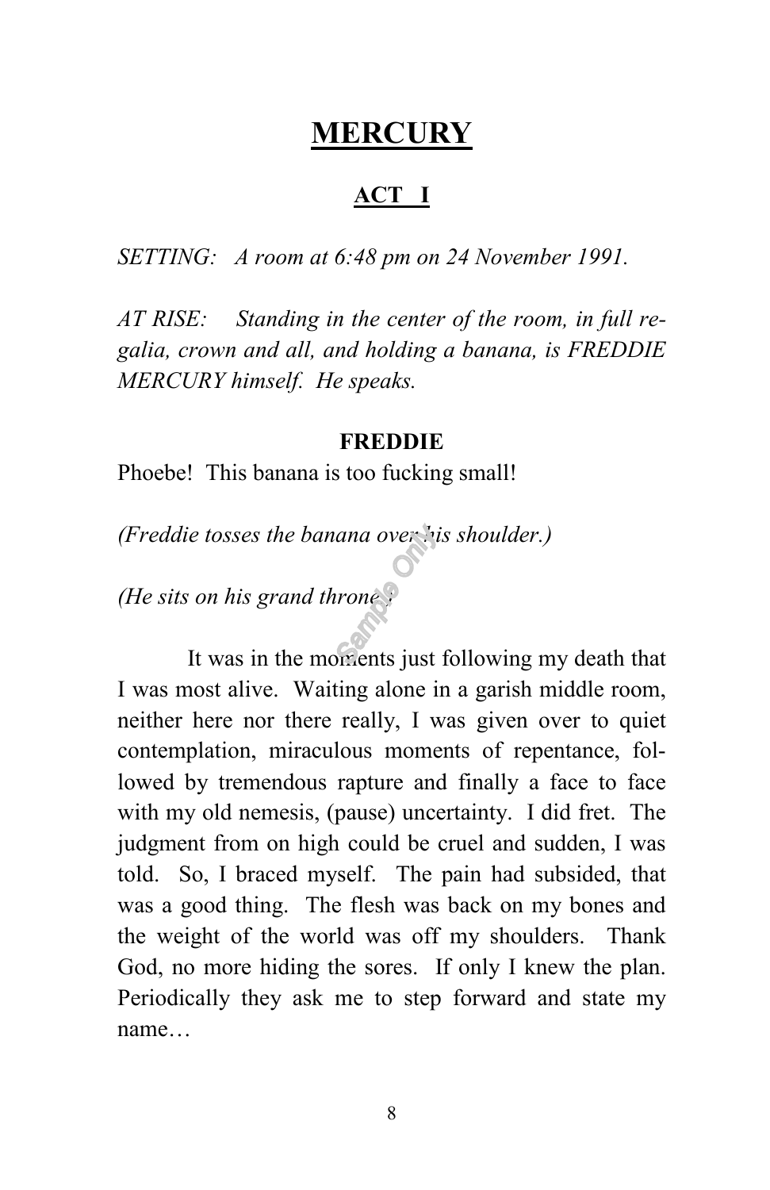# MERCURY

## ACT I

*SETTING: A room at 6:48 pm on 24 November 1991.*

*AT RISE: Standing in the center of the room, in full regalia, crown and all, and holding a banana, is FREDDIE MERCURY himself. He speaks.*

**FREDDIE**

Phoebe! This banana is too fucking small!

*(Freddie tosses the banana over his shoulder.)*

*(He sits on his grand throne.)*

It was in the moments just following my death that I was most alive. Waiting alone in a garish middle room, neither here nor there really, I was given over to quiet contemplation, miraculous moments of repentance, followed by tremendous rapture and finally a face to face with my old nemesis, (pause) uncertainty. I did fret. The judgment from on high could be cruel and sudden, I was told. So, I braced myself. The pain had subsided, that was a good thing. The flesh was back on my bones and the weight of the world was off my shoulders. Thank God, no more hiding the sores. If only I knew the plan. Periodically they ask me to step forward and state my name…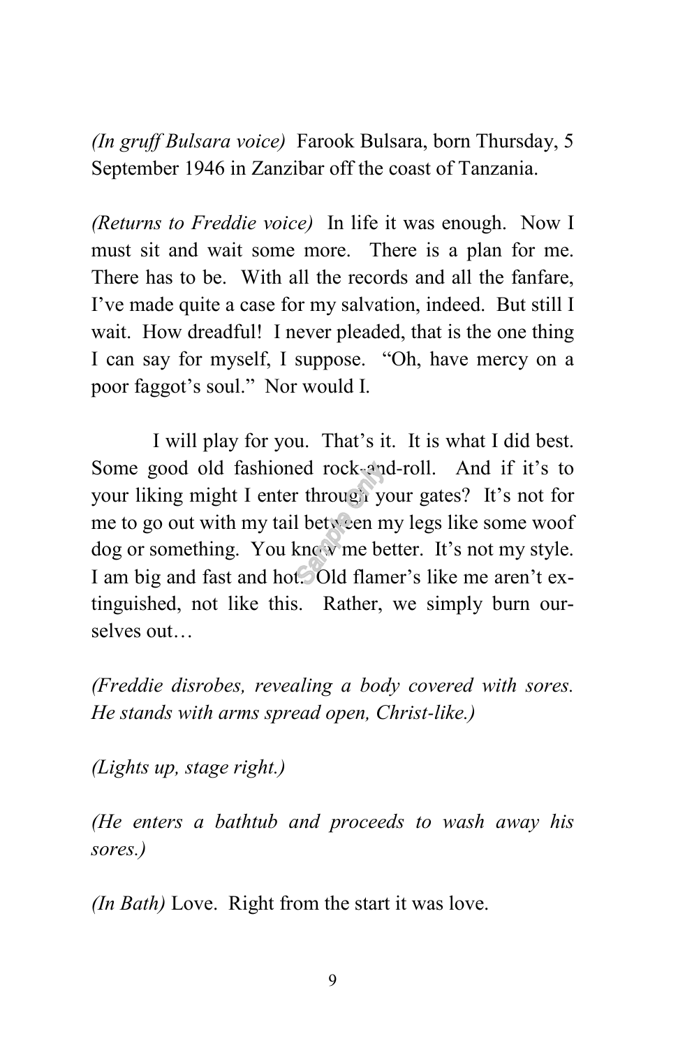*(In gruff Bulsara voice)* Farook Bulsara, born Thursday, 5 September 1946 in Zanzibar off the coast of Tanzania.

*(Returns to Freddie voice)* In life it was enough. Now I must sit and wait some more. There is a plan for me. There has to be. With all the records and all the fanfare, I've made quite a case for my salvation, indeed. But still I wait. How dreadful! I never pleaded, that is the one thing I can say for myself, I suppose. "Oh, have mercy on a poor faggot's soul." Nor would I.

I will play for you. That's it. It is what I did best. Some good old fashioned rock-and-roll. And if it's to your liking might I enter through your gates? It's not for me to go out with my tail between my legs like some woof dog or something. You know me better. It's not my style. I am big and fast and hot. Old flamer's like me aren't extinguished, not like this. Rather, we simply burn ourselves out…

*(Freddie disrobes, revealing a body covered with sores. He stands with arms spread open, Christ-like.)*

*(Lights up, stage right.)*

*(He enters a bathtub and proceeds to wash away his sores.)*

*(In Bath)* Love. Right from the start it was love.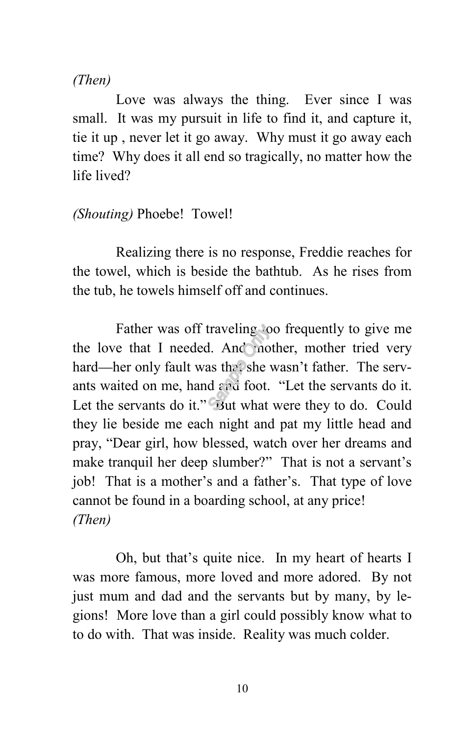*(Then)*

Love was always the thing. Ever since I was small. It was my pursuit in life to find it, and capture it, tie it up , never let it go away. Why must it go away each time? Why does it all end so tragically, no matter how the life lived?

*(Shouting)* Phoebe! Towel!

Realizing there is no response, Freddie reaches for the towel, which is beside the bathtub. As he rises from the tub, he towels himself off and continues.

Father was off traveling too frequently to give me the love that I needed. And mother, mother tried very hard—her only fault was that she wasn't father. The servants waited on me, hand and foot. "Let the servants do it. Let the servants do it." But what were they to do. Could they lie beside me each night and pat my little head and pray, "Dear girl, how blessed, watch over her dreams and make tranquil her deep slumber?" That is not a servant's job! That is a mother's and a father's. That type of love cannot be found in a boarding school, at any price!
*(Then)*

Oh, but that's quite nice. In my heart of hearts I was more famous, more loved and more adored. By not just mum and dad and the servants but by many, by legions! More love than a girl could possibly know what to do with. That was inside. Reality was much colder.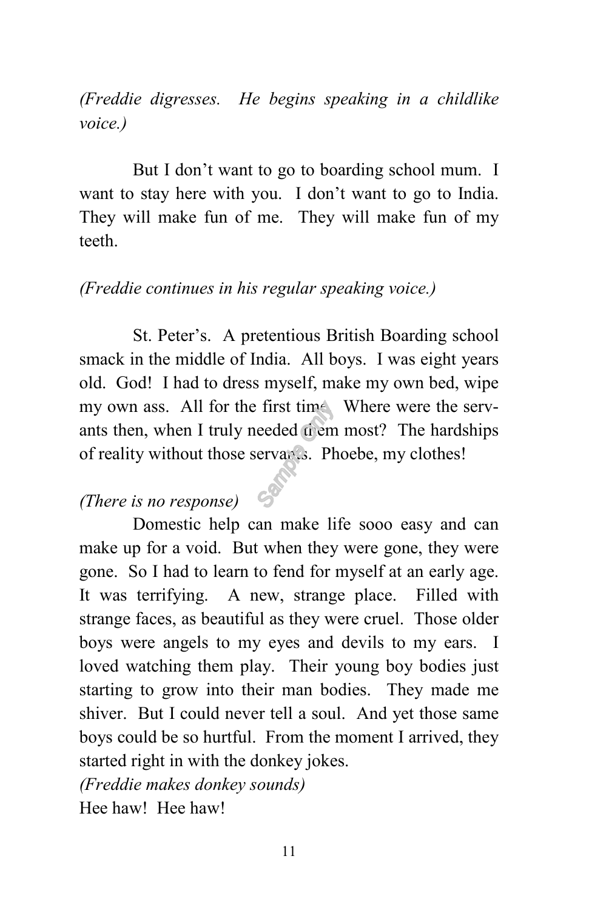*(Freddie digresses. He begins speaking in a childlike voice.)*

But I don't want to go to boarding school mum. I want to stay here with you. I don't want to go to India. They will make fun of me. They will make fun of my teeth.

*(Freddie continues in his regular speaking voice.)*

St. Peter's. A pretentious British Boarding school smack in the middle of India. All boys. I was eight years old. God! I had to dress myself, make my own bed, wipe my own ass. All for the first time. Where were the servants then, when I truly needed them most? The hardships of reality without those servants. Phoebe, my clothes!

*(There is no response)*

Domestic help can make life sooo easy and can make up for a void. But when they were gone, they were gone. So I had to learn to fend for myself at an early age. It was terrifying. A new, strange place. Filled with strange faces, as beautiful as they were cruel. Those older boys were angels to my eyes and devils to my ears. I loved watching them play. Their young boy bodies just starting to grow into their man bodies. They made me shiver. But I could never tell a soul. And yet those same boys could be so hurtful. From the moment I arrived, they started right in with the donkey jokes.

*(Freddie makes donkey sounds)*

Hee haw! Hee haw!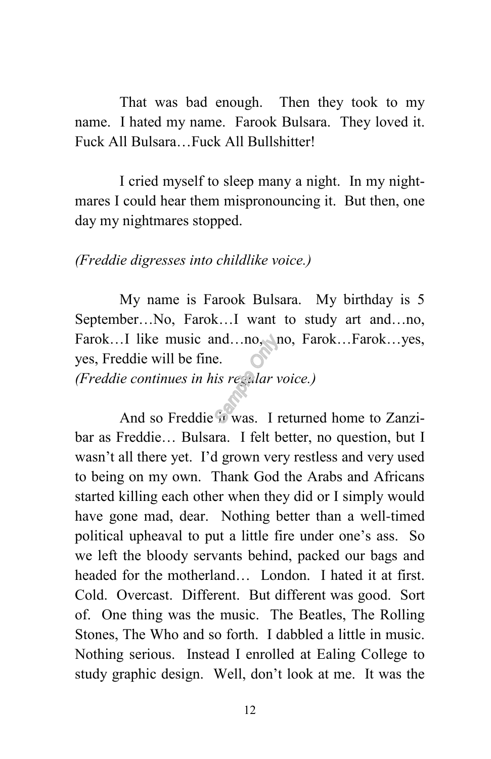That was bad enough. Then they took to my name. I hated my name. Farook Bulsara. They loved it. Fuck All Bulsara…Fuck All Bullshitter!

I cried myself to sleep many a night. In my nightmares I could hear them mispronouncing it. But then, one day my nightmares stopped.

*(Freddie digresses into childlike voice.)*

My name is Farook Bulsara. My birthday is 5 September…No, Farok…I want to study art and…no, Farok…I like music and…no, no, Farok…Farok…yes, yes, Freddie will be fine.
*(Freddie continues in his regular voice.)*

And so Freddie it was. I returned home to Zanzibar as Freddie… Bulsara. I felt better, no question, but I wasn't all there yet. I'd grown very restless and very used to being on my own. Thank God the Arabs and Africans started killing each other when they did or I simply would have gone mad, dear. Nothing better than a well-timed political upheaval to put a little fire under one's ass. So we left the bloody servants behind, packed our bags and headed for the motherland… London. I hated it at first. Cold. Overcast. Different. But different was good. Sort of. One thing was the music. The Beatles, The Rolling Stones, The Who and so forth. I dabbled a little in music. Nothing serious. Instead I enrolled at Ealing College to study graphic design. Well, don't look at me. It was the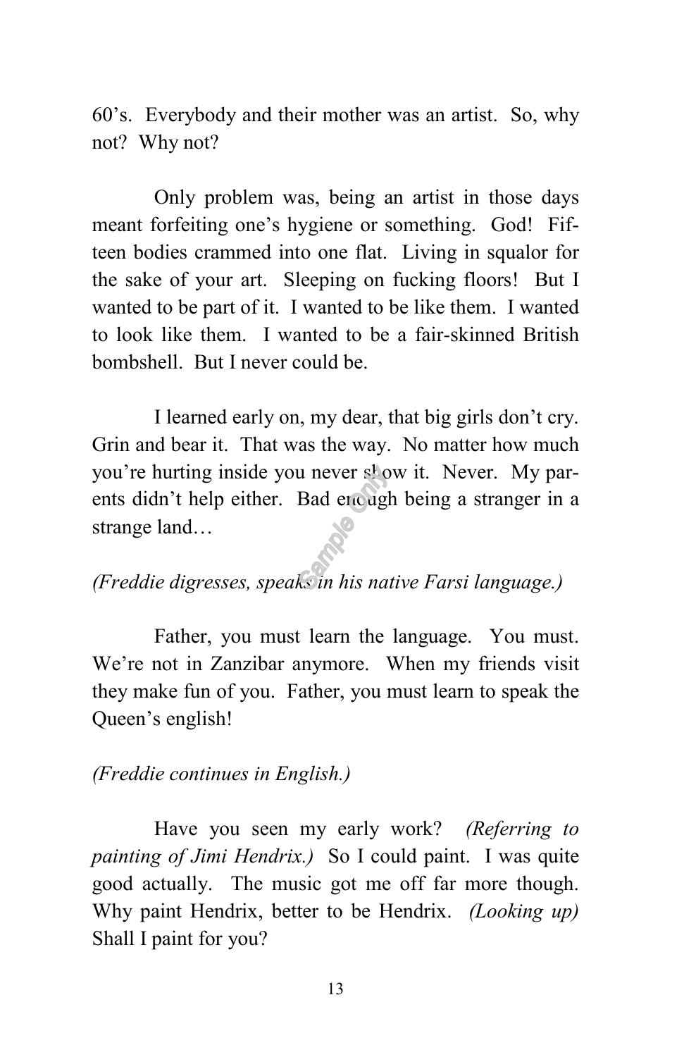60's. Everybody and their mother was an artist. So, why not? Why not?

Only problem was, being an artist in those days meant forfeiting one's hygiene or something. God! Fifteen bodies crammed into one flat. Living in squalor for the sake of your art. Sleeping on fucking floors! But I wanted to be part of it. I wanted to be like them. I wanted to look like them. I wanted to be a fair-skinned British bombshell. But I never could be.

I learned early on, my dear, that big girls don't cry. Grin and bear it. That was the way. No matter how much you're hurting inside you never show it. Never. My parents didn't help either. Bad enough being a stranger in a strange land…

*(Freddie digresses, speaks in his native Farsi language.)*

Father, you must learn the language. You must. We're not in Zanzibar anymore. When my friends visit they make fun of you. Father, you must learn to speak the Queen's english!

*(Freddie continues in English.)*

Have you seen my early work? *(Referring to painting of Jimi Hendrix.)* So I could paint. I was quite good actually. The music got me off far more though. Why paint Hendrix, better to be Hendrix. *(Looking up)* Shall I paint for you?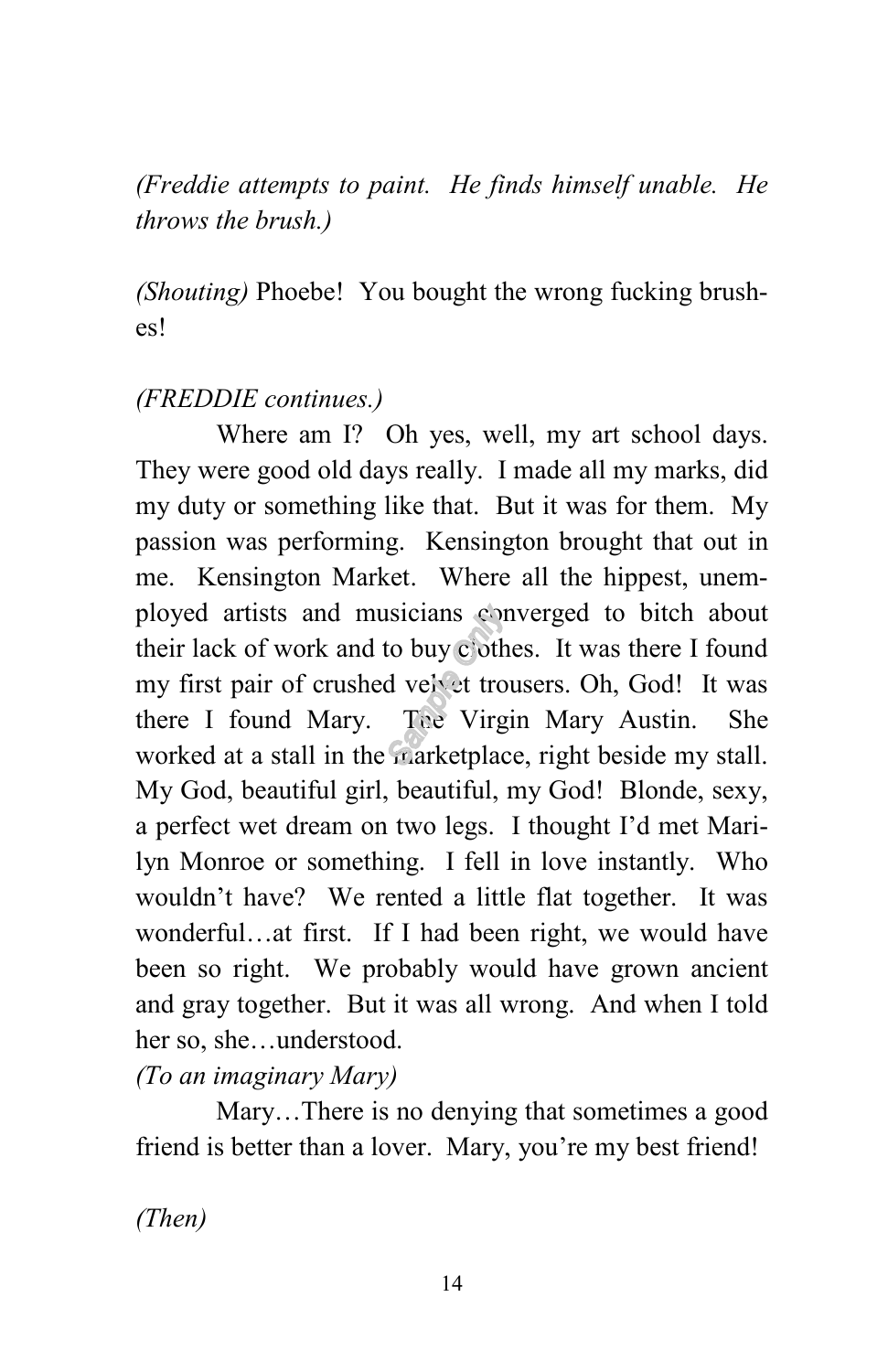*(Freddie attempts to paint. He finds himself unable. He throws the brush.)*

*(Shouting)* Phoebe! You bought the wrong fucking brushes!

*(FREDDIE continues.)*

Where am I? Oh yes, well, my art school days. They were good old days really. I made all my marks, did my duty or something like that. But it was for them. My passion was performing. Kensington brought that out in me. Kensington Market. Where all the hippest, unemployed artists and musicians converged to bitch about their lack of work and to buy clothes. It was there I found my first pair of crushed velvet trousers. Oh, God! It was there I found Mary. The Virgin Mary Austin. She worked at a stall in the marketplace, right beside my stall. My God, beautiful girl, beautiful, my God! Blonde, sexy, a perfect wet dream on two legs. I thought I'd met Marilyn Monroe or something. I fell in love instantly. Who wouldn't have? We rented a little flat together. It was wonderful…at first. If I had been right, we would have been so right. We probably would have grown ancient and gray together. But it was all wrong. And when I told her so, she…understood.

*(To an imaginary Mary)*

Mary…There is no denying that sometimes a good friend is better than a lover. Mary, you're my best friend!

*(Then)*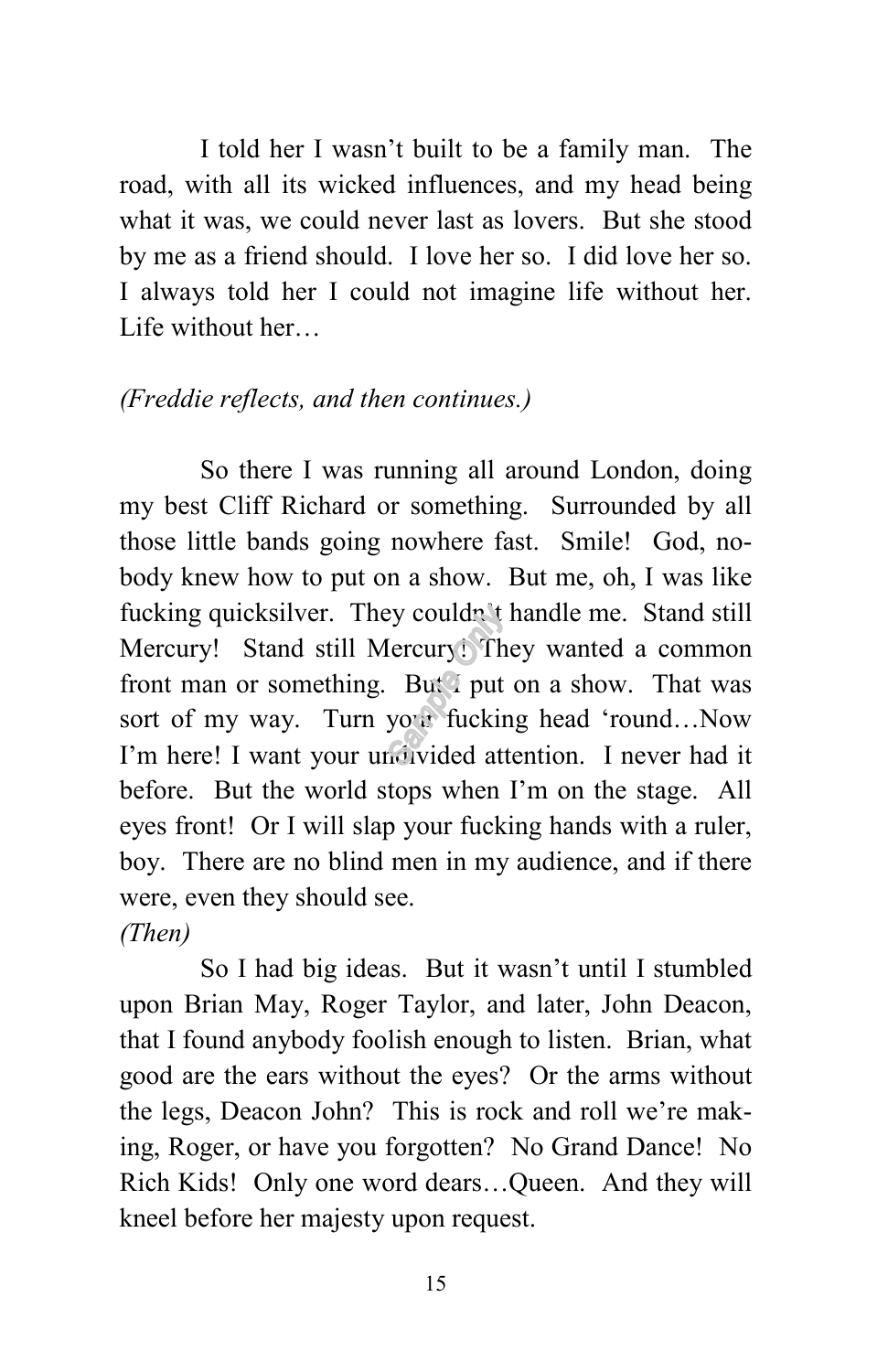I told her I wasn't built to be a family man. The road, with all its wicked influences, and my head being what it was, we could never last as lovers. But she stood by me as a friend should. I love her so. I did love her so. I always told her I could not imagine life without her. Life without her…

*(Freddie reflects, and then continues.)*

So there I was running all around London, doing my best Cliff Richard or something. Surrounded by all those little bands going nowhere fast. Smile! God, nobody knew how to put on a show. But me, oh, I was like fucking quicksilver. They couldn't handle me. Stand still Mercury! Stand still Mercury! They wanted a common front man or something. But I put on a show. That was sort of my way. Turn your fucking head 'round…Now I'm here! I want your undivided attention. I never had it before. But the world stops when I'm on the stage. All eyes front! Or I will slap your fucking hands with a ruler, boy. There are no blind men in my audience, and if there were, even they should see.

*(Then)*

So I had big ideas. But it wasn't until I stumbled upon Brian May, Roger Taylor, and later, John Deacon, that I found anybody foolish enough to listen. Brian, what good are the ears without the eyes? Or the arms without the legs, Deacon John? This is rock and roll we're making, Roger, or have you forgotten? No Grand Dance! No Rich Kids! Only one word dears…Queen. And they will kneel before her majesty upon request.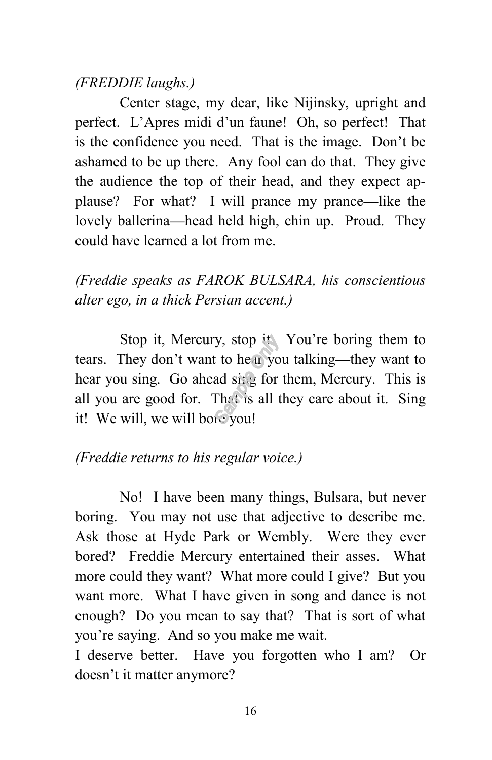*(FREDDIE laughs.)*

Center stage, my dear, like Nijinsky, upright and perfect. L'Apres midi d'un faune! Oh, so perfect! That is the confidence you need. That is the image. Don't be ashamed to be up there. Any fool can do that. They give the audience the top of their head, and they expect applause? For what? I will prance my prance—like the lovely ballerina—head held high, chin up. Proud. They could have learned a lot from me.

*(Freddie speaks as FAROK BULSARA, his conscientious alter ego, in a thick Persian accent.)*

Stop it, Mercury, stop it. You're boring them to tears. They don't want to hear you talking—they want to hear you sing. Go ahead sing for them, Mercury. This is all you are good for. That is all they care about it. Sing it! We will, we will bore you!

*(Freddie returns to his regular voice.)*

No! I have been many things, Bulsara, but never boring. You may not use that adjective to describe me. Ask those at Hyde Park or Wembly. Were they ever bored? Freddie Mercury entertained their asses. What more could they want? What more could I give? But you want more. What I have given in song and dance is not enough? Do you mean to say that? That is sort of what you're saying. And so you make me wait.
I deserve better. Have you forgotten who I am? Or doesn't it matter anymore?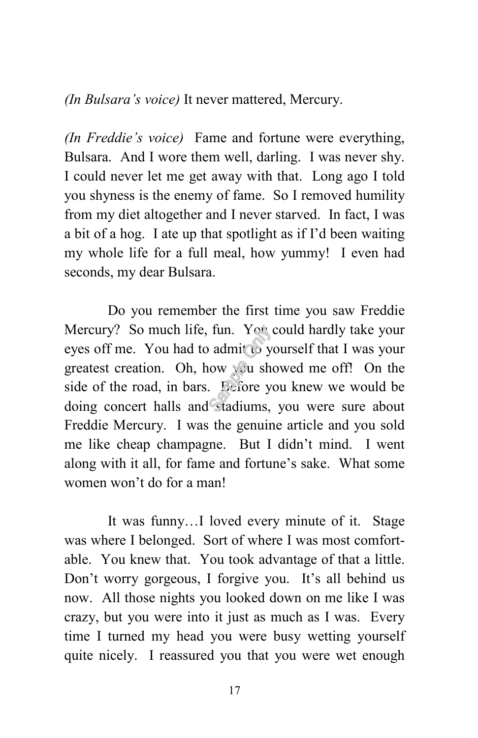*(In Bulsara's voice)* It never mattered, Mercury.

*(In Freddie's voice)* Fame and fortune were everything, Bulsara. And I wore them well, darling. I was never shy. I could never let me get away with that. Long ago I told you shyness is the enemy of fame. So I removed humility from my diet altogether and I never starved. In fact, I was a bit of a hog. I ate up that spotlight as if I'd been waiting my whole life for a full meal, how yummy! I even had seconds, my dear Bulsara.

Do you remember the first time you saw Freddie Mercury? So much life, fun. You could hardly take your eyes off me. You had to admit to yourself that I was your greatest creation. Oh, how you showed me off! On the side of the road, in bars. Before you knew we would be doing concert halls and stadiums, you were sure about Freddie Mercury. I was the genuine article and you sold me like cheap champagne. But I didn't mind. I went along with it all, for fame and fortune's sake. What some women won't do for a man!

It was funny…I loved every minute of it. Stage was where I belonged. Sort of where I was most comfortable. You knew that. You took advantage of that a little. Don't worry gorgeous, I forgive you. It's all behind us now. All those nights you looked down on me like I was crazy, but you were into it just as much as I was. Every time I turned my head you were busy wetting yourself quite nicely. I reassured you that you were wet enough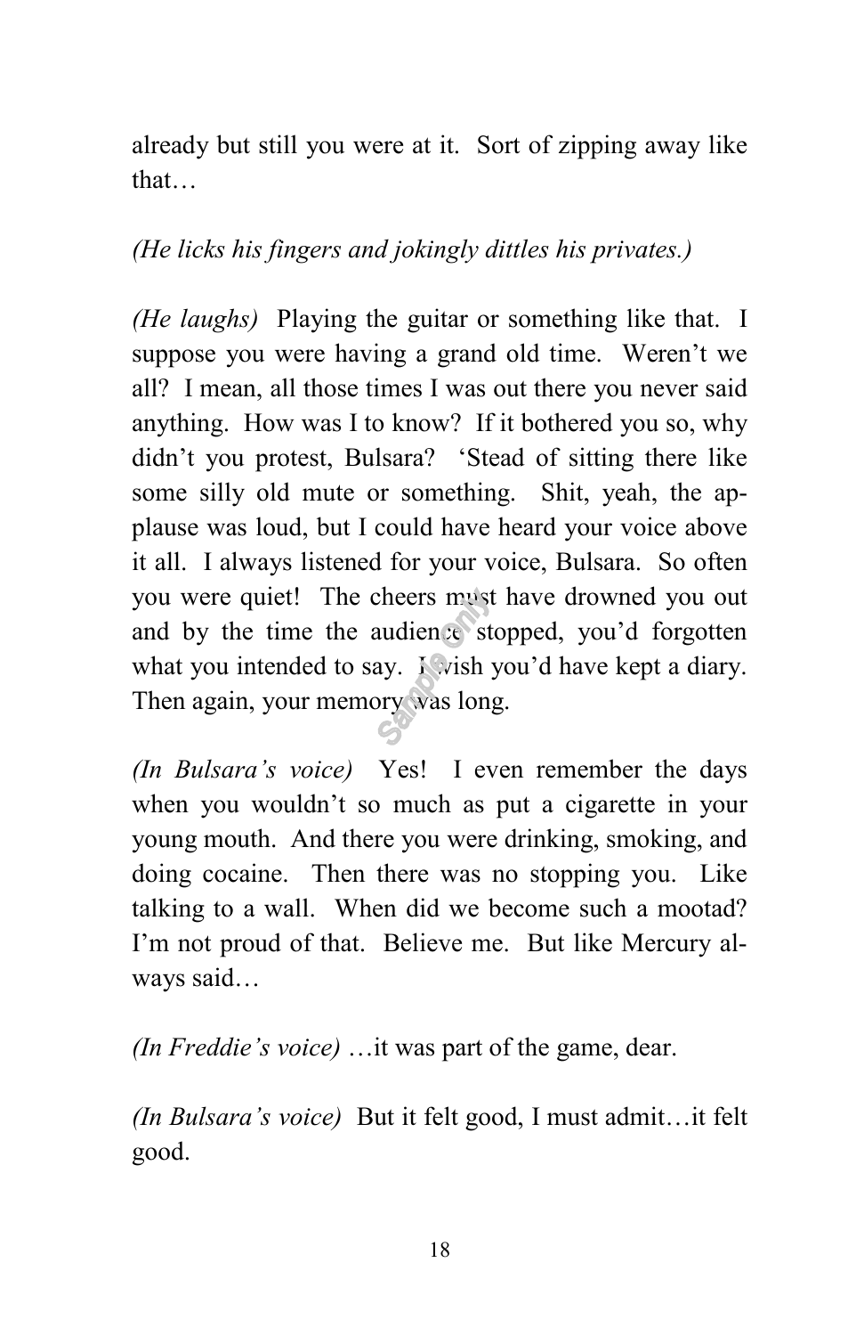already but still you were at it. Sort of zipping away like that…

*(He licks his fingers and jokingly dittles his privates.)*

*(He laughs)* Playing the guitar or something like that. I suppose you were having a grand old time. Weren't we all? I mean, all those times I was out there you never said anything. How was I to know? If it bothered you so, why didn't you protest, Bulsara? 'Stead of sitting there like some silly old mute or something. Shit, yeah, the applause was loud, but I could have heard your voice above it all. I always listened for your voice, Bulsara. So often you were quiet! The cheers must have drowned you out and by the time the audience stopped, you'd forgotten what you intended to say. I wish you'd have kept a diary. Then again, your memory was long.

*(In Bulsara's voice)* Yes! I even remember the days when you wouldn't so much as put a cigarette in your young mouth. And there you were drinking, smoking, and doing cocaine. Then there was no stopping you. Like talking to a wall. When did we become such a mootad? I'm not proud of that. Believe me. But like Mercury always said…

*(In Freddie's voice)* …it was part of the game, dear.

*(In Bulsara's voice)* But it felt good, I must admit…it felt good.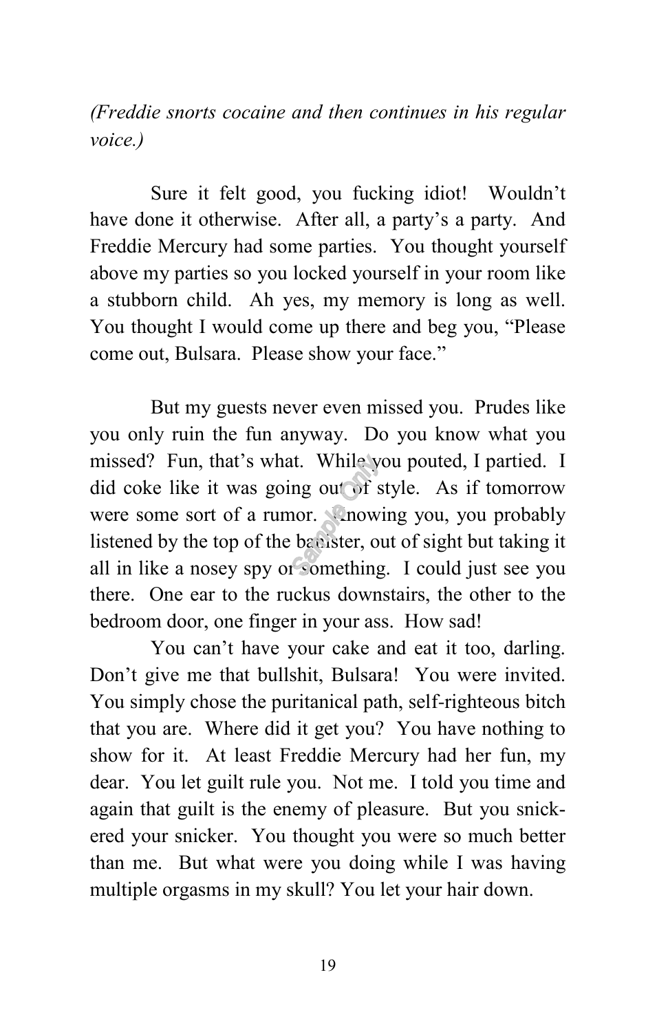*(Freddie snorts cocaine and then continues in his regular voice.)*

Sure it felt good, you fucking idiot! Wouldn't have done it otherwise. After all, a party's a party. And Freddie Mercury had some parties. You thought yourself above my parties so you locked yourself in your room like a stubborn child. Ah yes, my memory is long as well. You thought I would come up there and beg you, "Please come out, Bulsara. Please show your face."

But my guests never even missed you. Prudes like you only ruin the fun anyway. Do you know what you missed? Fun, that's what. While you pouted, I partied. I did coke like it was going out of style. As if tomorrow were some sort of a rumor. Knowing you, you probably listened by the top of the banister, out of sight but taking it all in like a nosey spy or something. I could just see you there. One ear to the ruckus downstairs, the other to the bedroom door, one finger in your ass. How sad!

You can't have your cake and eat it too, darling. Don't give me that bullshit, Bulsara! You were invited. You simply chose the puritanical path, self-righteous bitch that you are. Where did it get you? You have nothing to show for it. At least Freddie Mercury had her fun, my dear. You let guilt rule you. Not me. I told you time and again that guilt is the enemy of pleasure. But you snickered your snicker. You thought you were so much better than me. But what were you doing while I was having multiple orgasms in my skull? You let your hair down.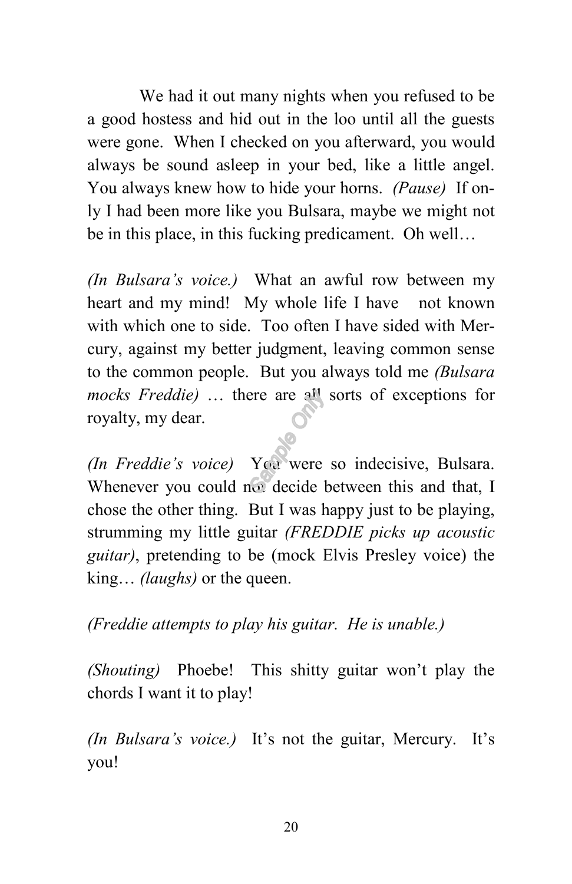We had it out many nights when you refused to be a good hostess and hid out in the loo until all the guests were gone. When I checked on you afterward, you would always be sound asleep in your bed, like a little angel. You always knew how to hide your horns. *(Pause)* If only I had been more like you Bulsara, maybe we might not be in this place, in this fucking predicament. Oh well…

*(In Bulsara's voice.)* What an awful row between my heart and my mind! My whole life I have not known with which one to side. Too often I have sided with Mercury, against my better judgment, leaving common sense to the common people. But you always told me *(Bulsara mocks Freddie)* … there are all sorts of exceptions for royalty, my dear.

*(In Freddie's voice)* You were so indecisive, Bulsara. Whenever you could not decide between this and that, I chose the other thing. But I was happy just to be playing, strumming my little guitar *(FREDDIE picks up acoustic guitar)*, pretending to be (mock Elvis Presley voice) the king… *(laughs)* or the queen.

*(Freddie attempts to play his guitar. He is unable.)*

*(Shouting)* Phoebe! This shitty guitar won't play the chords I want it to play!

*(In Bulsara's voice.)* It's not the guitar, Mercury. It's you!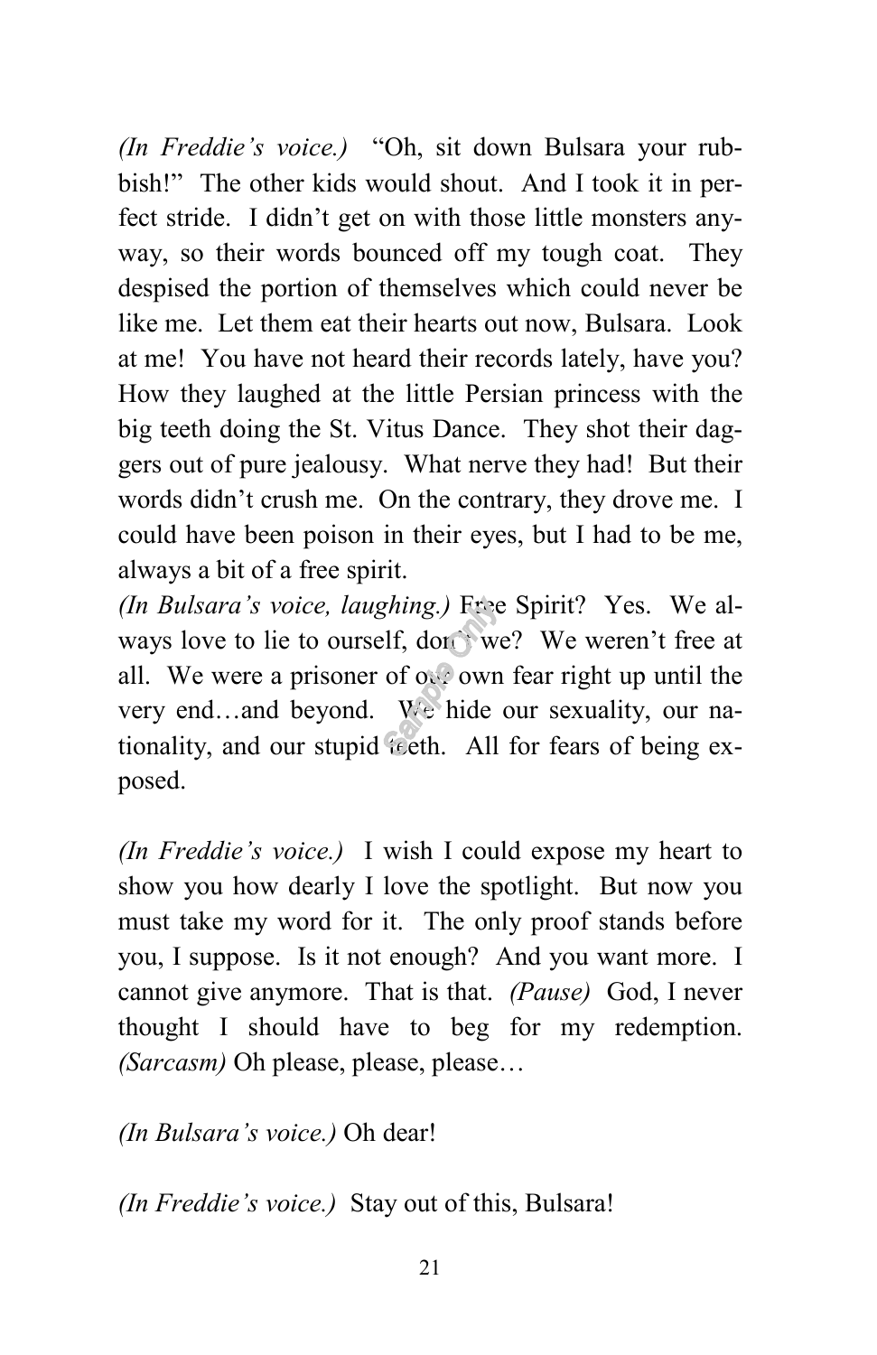*(In Freddie's voice.)* "Oh, sit down Bulsara your rubbish!" The other kids would shout. And I took it in perfect stride. I didn't get on with those little monsters anyway, so their words bounced off my tough coat. They despised the portion of themselves which could never be like me. Let them eat their hearts out now, Bulsara. Look at me! You have not heard their records lately, have you? How they laughed at the little Persian princess with the big teeth doing the St. Vitus Dance. They shot their daggers out of pure jealousy. What nerve they had! But their words didn't crush me. On the contrary, they drove me. I could have been poison in their eyes, but I had to be me, always a bit of a free spirit.

*(In Bulsara's voice, laughing.)* Free Spirit? Yes. We always love to lie to ourself, don't we? We weren't free at all. We were a prisoner of our own fear right up until the very end…and beyond. We hide our sexuality, our nationality, and our stupid teeth. All for fears of being exposed.

*(In Freddie's voice.)* I wish I could expose my heart to show you how dearly I love the spotlight. But now you must take my word for it. The only proof stands before you, I suppose. Is it not enough? And you want more. I cannot give anymore. That is that. *(Pause)* God, I never thought I should have to beg for my redemption. *(Sarcasm)* Oh please, please, please…

*(In Bulsara's voice.)* Oh dear!

*(In Freddie's voice.)* Stay out of this, Bulsara!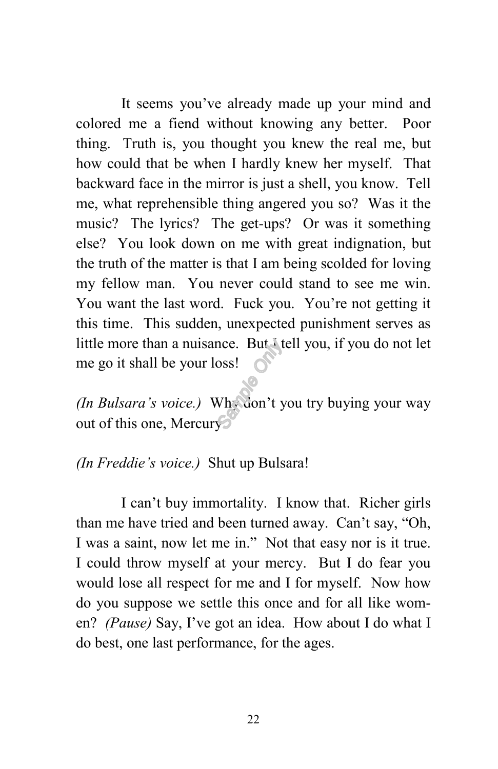It seems you've already made up your mind and colored me a fiend without knowing any better. Poor thing. Truth is, you thought you knew the real me, but how could that be when I hardly knew her myself. That backward face in the mirror is just a shell, you know. Tell me, what reprehensible thing angered you so? Was it the music? The lyrics? The get-ups? Or was it something else? You look down on me with great indignation, but the truth of the matter is that I am being scolded for loving my fellow man. You never could stand to see me win. You want the last word. Fuck you. You're not getting it this time. This sudden, unexpected punishment serves as little more than a nuisance. But I tell you, if you do not let me go it shall be your loss!

*(In Bulsara's voice.)* Why don't you try buying your way out of this one, Mercury?

*(In Freddie's voice.)* Shut up Bulsara!

I can't buy immortality. I know that. Richer girls than me have tried and been turned away. Can't say, "Oh, I was a saint, now let me in." Not that easy nor is it true. I could throw myself at your mercy. But I do fear you would lose all respect for me and I for myself. Now how do you suppose we settle this once and for all like women? *(Pause)* Say, I've got an idea. How about I do what I do best, one last performance, for the ages.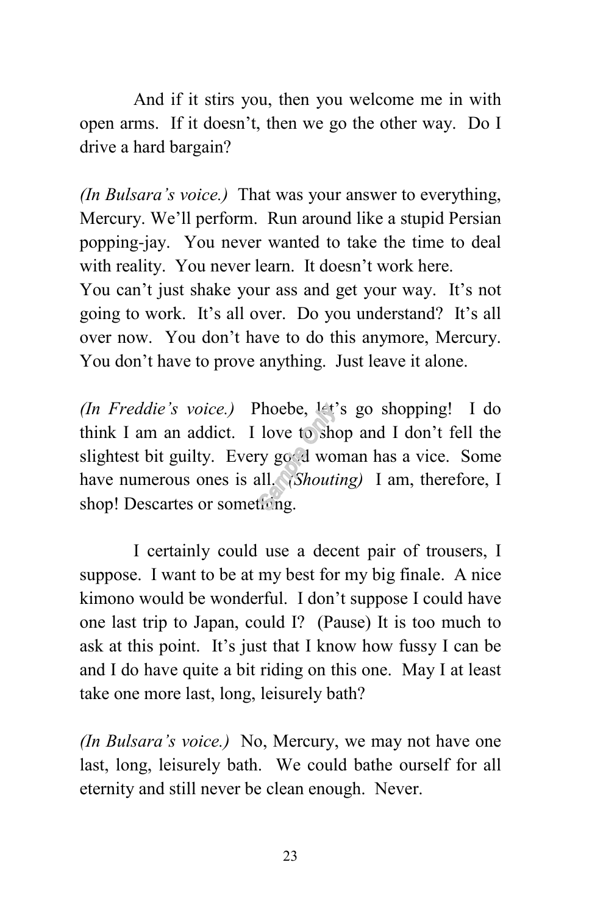And if it stirs you, then you welcome me in with open arms. If it doesn't, then we go the other way. Do I drive a hard bargain?

*(In Bulsara's voice.)* That was your answer to everything, Mercury. We'll perform. Run around like a stupid Persian popping-jay. You never wanted to take the time to deal with reality. You never learn. It doesn't work here. You can't just shake your ass and get your way. It's not going to work. It's all over. Do you understand? It's all over now. You don't have to do this anymore, Mercury. You don't have to prove anything. Just leave it alone.

*(In Freddie's voice.)* Phoebe, let's go shopping! I do think I am an addict. I love to shop and I don't fell the slightest bit guilty. Every good woman has a vice. Some have numerous ones is all. *(Shouting)* I am, therefore, I shop! Descartes or something.

I certainly could use a decent pair of trousers, I suppose. I want to be at my best for my big finale. A nice kimono would be wonderful. I don't suppose I could have one last trip to Japan, could I? (Pause) It is too much to ask at this point. It's just that I know how fussy I can be and I do have quite a bit riding on this one. May I at least take one more last, long, leisurely bath?

*(In Bulsara's voice.)* No, Mercury, we may not have one last, long, leisurely bath. We could bathe ourself for all eternity and still never be clean enough. Never.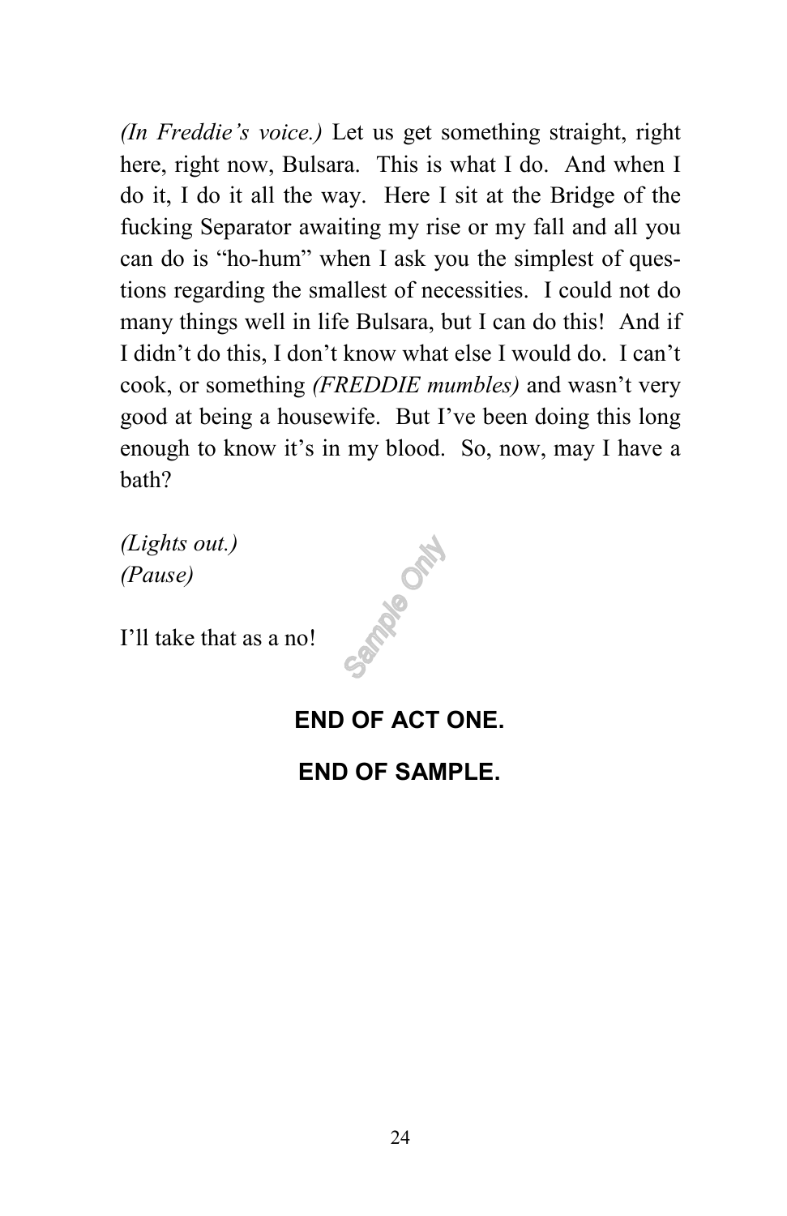*(In Freddie's voice.)* Let us get something straight, right here, right now, Bulsara. This is what I do. And when I do it, I do it all the way. Here I sit at the Bridge of the fucking Separator awaiting my rise or my fall and all you can do is "ho-hum" when I ask you the simplest of questions regarding the smallest of necessities. I could not do many things well in life Bulsara, but I can do this! And if I didn't do this, I don't know what else I would do. I can't cook, or something *(FREDDIE mumbles)* and wasn't very good at being a housewife. But I've been doing this long enough to know it's in my blood. So, now, may I have a bath?

*(Lights out.)*
*(Pause)*

I'll take that as a no!

**END OF ACT ONE.**

**END OF SAMPLE.**